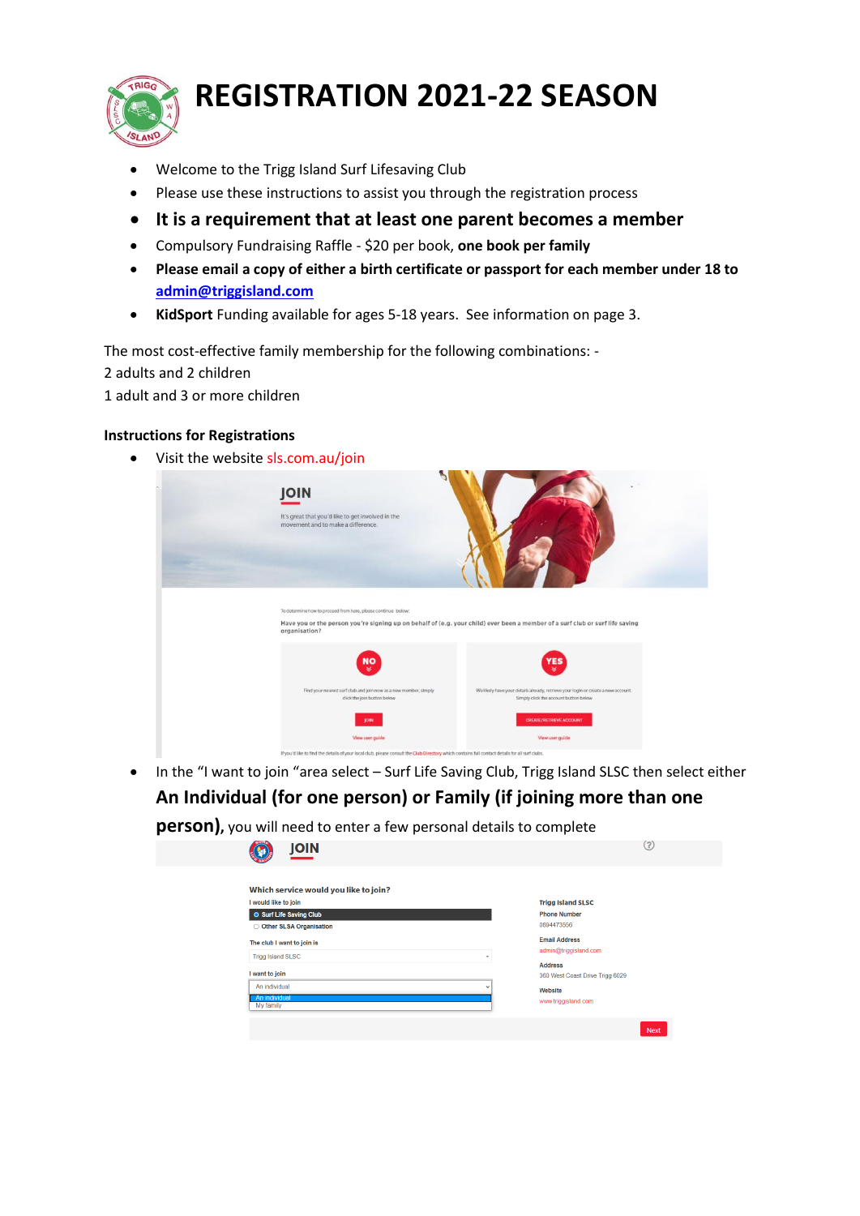# REGISTRATION 2021-22 SEASON

- Welcome to the Trigg Island Surf Lifesaving Club
- Please use these instructions to assist you through the registration process
- **It is a requirement that at least one parent becomes a member**
- Compulsory Fundraising Raffle - $20 per book, **one book per family**
- **Please email a copy of either a birth certificate or passport for each member under 18 to admin@triggisland.com**
- **KidSport** Funding available for ages 5-18 years. See information on page 3.

The most cost-effective family membership for the following combinations: -
2 adults and 2 children
1 adult and 3 or more children

**Instructions for Registrations**

- Visit the website sls.com.au/join

- In the "I want to join "area select – Surf Life Saving Club, Trigg Island SLSC then select either **An Individual (for one person) or Family (if joining more than one person)**, you will need to enter a few personal details to complete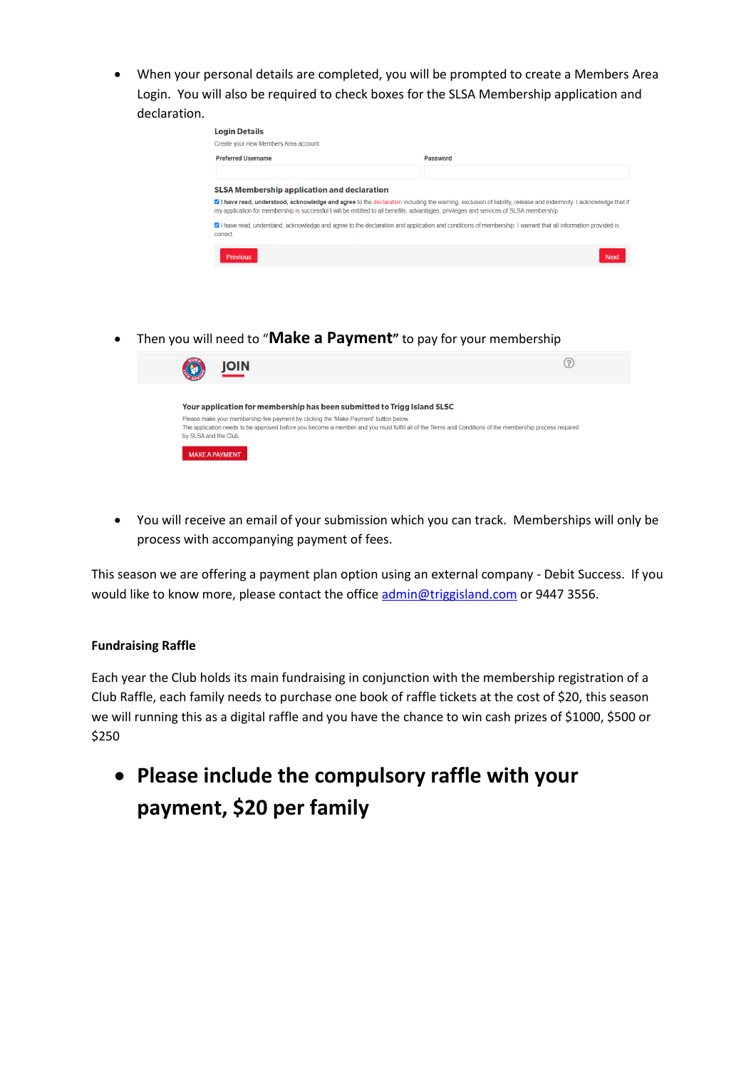- When your personal details are completed, you will be prompted to create a Members Area Login. You will also be required to check boxes for the SLSA Membership application and declaration.

**Login Details**

Create your new Members Area account

Preferred Username | Password

**SLSA Membership application and declaration**

☑ **I have read, understood, acknowledge and agree** to the declaration including the warning, exclusion of liability, release and indemnity. I acknowledge that if my application for membership is successful I will be entitled to all benefits, advantages, privileges and services of SLSA membership

☑ I have read, understand, acknowledge and agree to the declaration and application and conditions of membership. I warrant that all information provided is correct.

Previous | Next

- Then you will need to "**Make a Payment**" to pay for your membership

**JOIN**

**Your application for membership has been submitted to Trigg Island SLSC**

Please make your membership fee payment by clicking the 'Make Payment' button below.
The application needs to be approved before you become a member and you must fulfil all of the Terms and Conditions of the membership process required by SLSA and the Club.

MAKE A PAYMENT

- You will receive an email of your submission which you can track. Memberships will only be process with accompanying payment of fees.

This season we are offering a payment plan option using an external company - Debit Success. If you would like to know more, please contact the office admin@triggisland.com or 9447 3556.

**Fundraising Raffle**

Each year the Club holds its main fundraising in conjunction with the membership registration of a Club Raffle, each family needs to purchase one book of raffle tickets at the cost of $20, this season we will running this as a digital raffle and you have the chance to win cash prizes of $1000, $500 or $250

- **Please include the compulsory raffle with your payment, $20 per family**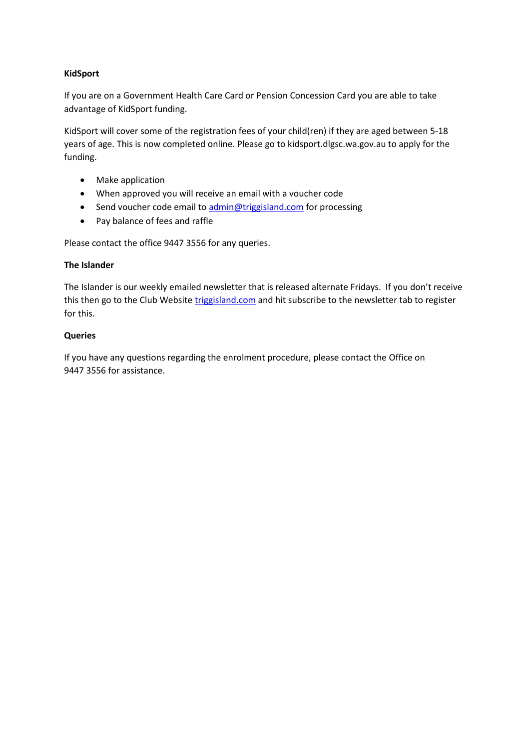**KidSport**

If you are on a Government Health Care Card or Pension Concession Card you are able to take advantage of KidSport funding.

KidSport will cover some of the registration fees of your child(ren) if they are aged between 5-18 years of age. This is now completed online. Please go to kidsport.dlgsc.wa.gov.au to apply for the funding.

- Make application
- When approved you will receive an email with a voucher code
- Send voucher code email to admin@triggisland.com for processing
- Pay balance of fees and raffle

Please contact the office 9447 3556 for any queries.

**The Islander**

The Islander is our weekly emailed newsletter that is released alternate Fridays. If you don't receive this then go to the Club Website triggisland.com and hit subscribe to the newsletter tab to register for this.

**Queries**

If you have any questions regarding the enrolment procedure, please contact the Office on 9447 3556 for assistance.